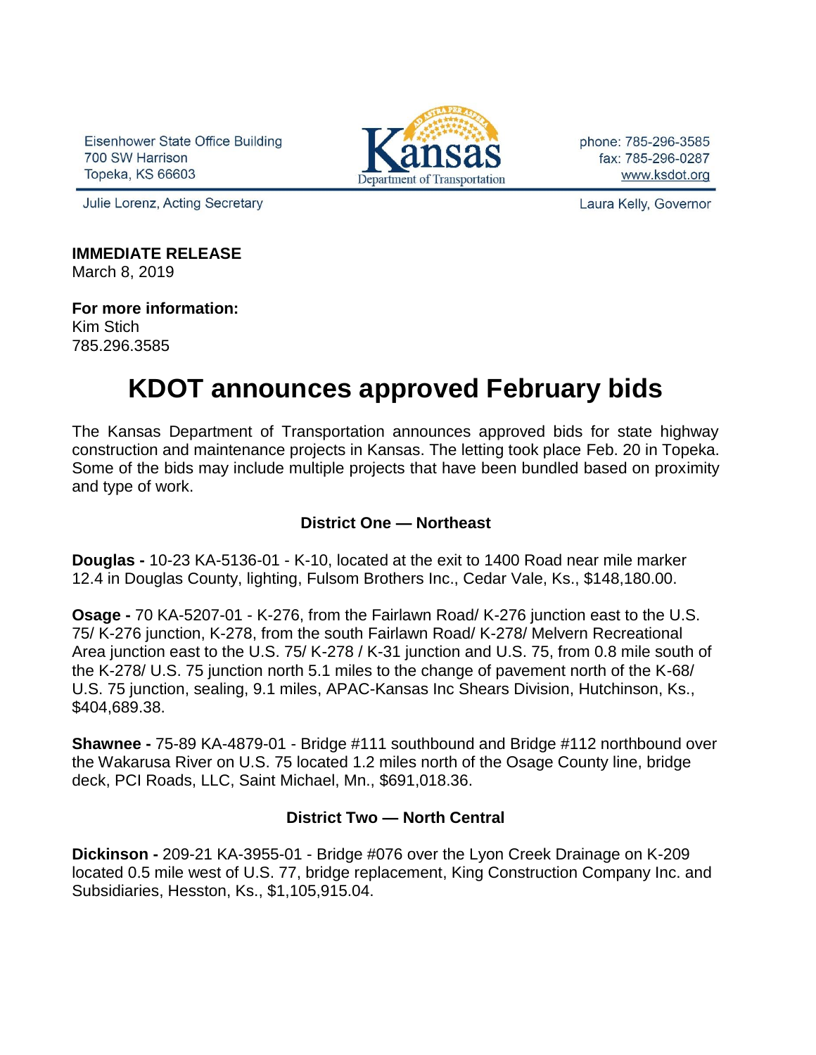Eisenhower State Office Building
700 SW Harrison
Topeka, KS 66603

Kansas Department of Transportation

phone: 785-296-3585
fax: 785-296-0287
www.ksdot.org

Julie Lorenz, Acting Secretary

Laura Kelly, Governor

**IMMEDIATE RELEASE**
March 8, 2019

**For more information:**
Kim Stich
785.296.3585

# KDOT announces approved February bids

The Kansas Department of Transportation announces approved bids for state highway construction and maintenance projects in Kansas. The letting took place Feb. 20 in Topeka. Some of the bids may include multiple projects that have been bundled based on proximity and type of work.

## District One — Northeast

**Douglas -** 10-23 KA-5136-01 - K-10, located at the exit to 1400 Road near mile marker 12.4 in Douglas County, lighting, Fulsom Brothers Inc., Cedar Vale, Ks., $148,180.00.

**Osage -** 70 KA-5207-01 - K-276, from the Fairlawn Road/ K-276 junction east to the U.S. 75/ K-276 junction, K-278, from the south Fairlawn Road/ K-278/ Melvern Recreational Area junction east to the U.S. 75/ K-278 / K-31 junction and U.S. 75, from 0.8 mile south of the K-278/ U.S. 75 junction north 5.1 miles to the change of pavement north of the K-68/ U.S. 75 junction, sealing, 9.1 miles, APAC-Kansas Inc Shears Division, Hutchinson, Ks., $404,689.38.

**Shawnee -** 75-89 KA-4879-01 - Bridge #111 southbound and Bridge #112 northbound over the Wakarusa River on U.S. 75 located 1.2 miles north of the Osage County line, bridge deck, PCI Roads, LLC, Saint Michael, Mn., $691,018.36.

## District Two — North Central

**Dickinson -** 209-21 KA-3955-01 - Bridge #076 over the Lyon Creek Drainage on K-209 located 0.5 mile west of U.S. 77, bridge replacement, King Construction Company Inc. and Subsidiaries, Hesston, Ks., $1,105,915.04.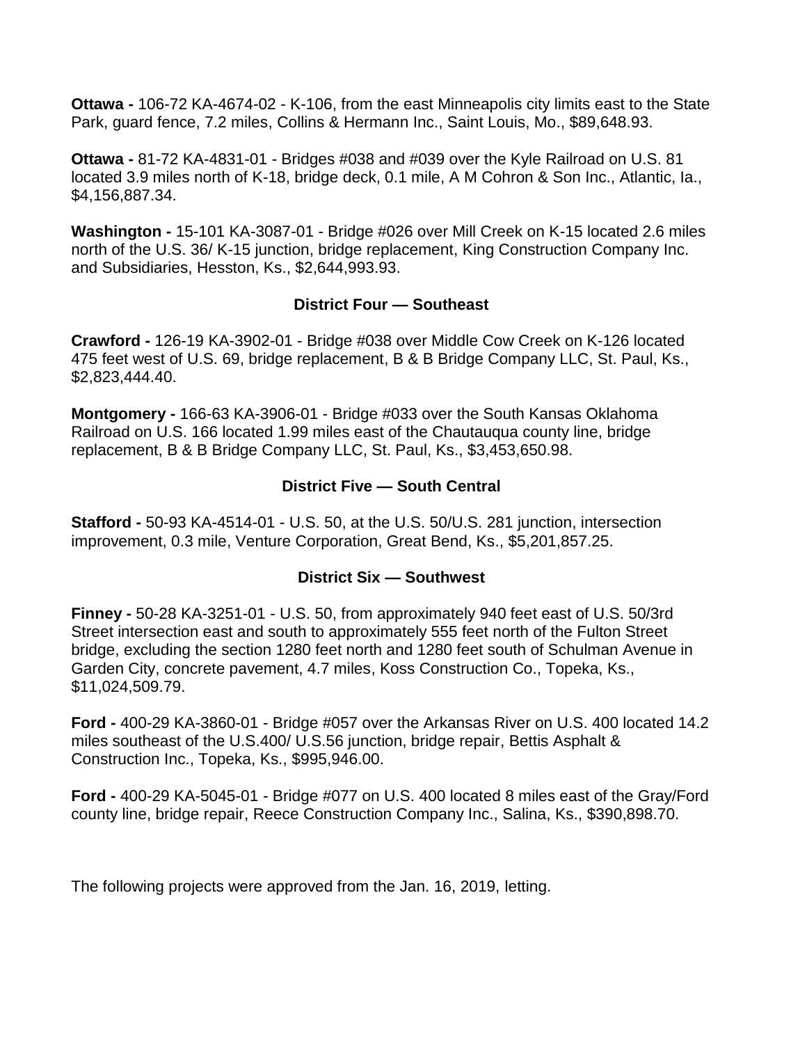**Ottawa -** 106-72 KA-4674-02 - K-106, from the east Minneapolis city limits east to the State Park, guard fence, 7.2 miles, Collins & Hermann Inc., Saint Louis, Mo., $89,648.93.

**Ottawa -** 81-72 KA-4831-01 - Bridges #038 and #039 over the Kyle Railroad on U.S. 81 located 3.9 miles north of K-18, bridge deck, 0.1 mile, A M Cohron & Son Inc., Atlantic, Ia., $4,156,887.34.

**Washington -** 15-101 KA-3087-01 - Bridge #026 over Mill Creek on K-15 located 2.6 miles north of the U.S. 36/ K-15 junction, bridge replacement, King Construction Company Inc. and Subsidiaries, Hesston, Ks., $2,644,993.93.

### District Four — Southeast

**Crawford -** 126-19 KA-3902-01 - Bridge #038 over Middle Cow Creek on K-126 located 475 feet west of U.S. 69, bridge replacement, B & B Bridge Company LLC, St. Paul, Ks., $2,823,444.40.

**Montgomery -** 166-63 KA-3906-01 - Bridge #033 over the South Kansas Oklahoma Railroad on U.S. 166 located 1.99 miles east of the Chautauqua county line, bridge replacement, B & B Bridge Company LLC, St. Paul, Ks., $3,453,650.98.

### District Five — South Central

**Stafford -** 50-93 KA-4514-01 - U.S. 50, at the U.S. 50/U.S. 281 junction, intersection improvement, 0.3 mile, Venture Corporation, Great Bend, Ks., $5,201,857.25.

### District Six — Southwest

**Finney -** 50-28 KA-3251-01 - U.S. 50, from approximately 940 feet east of U.S. 50/3rd Street intersection east and south to approximately 555 feet north of the Fulton Street bridge, excluding the section 1280 feet north and 1280 feet south of Schulman Avenue in Garden City, concrete pavement, 4.7 miles, Koss Construction Co., Topeka, Ks., $11,024,509.79.

**Ford -** 400-29 KA-3860-01 - Bridge #057 over the Arkansas River on U.S. 400 located 14.2 miles southeast of the U.S.400/ U.S.56 junction, bridge repair, Bettis Asphalt & Construction Inc., Topeka, Ks., $995,946.00.

**Ford -** 400-29 KA-5045-01 - Bridge #077 on U.S. 400 located 8 miles east of the Gray/Ford county line, bridge repair, Reece Construction Company Inc., Salina, Ks., $390,898.70.

The following projects were approved from the Jan. 16, 2019, letting.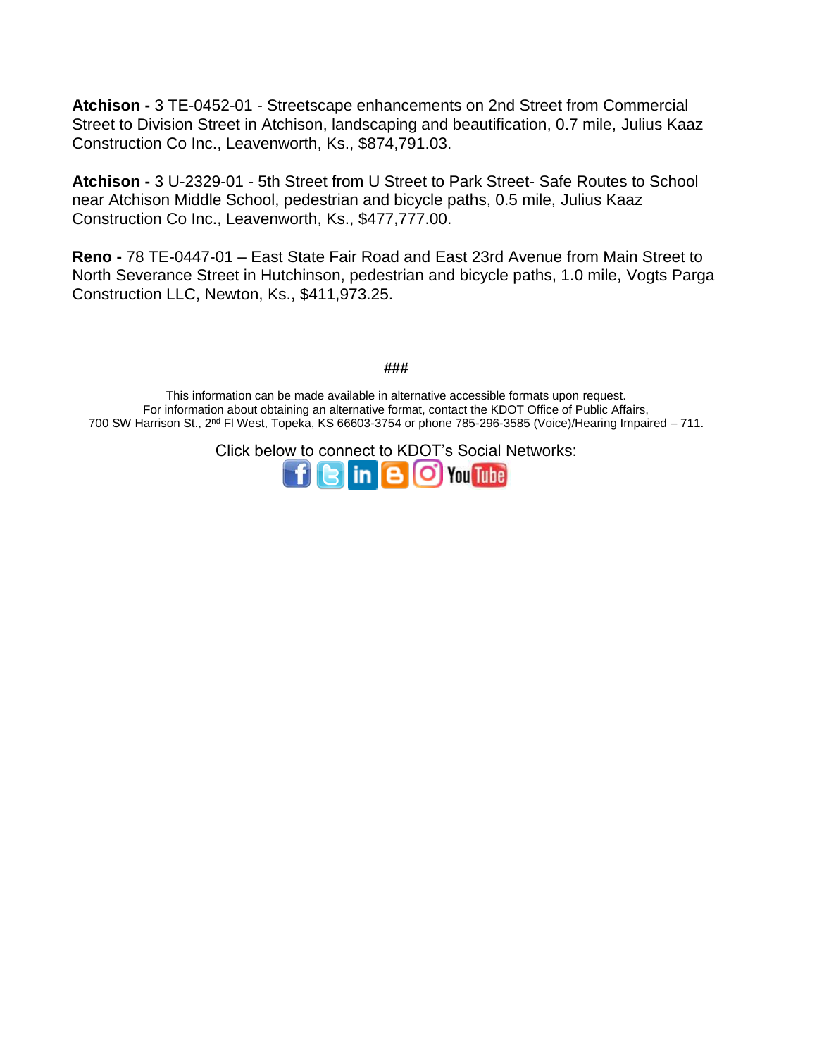**Atchison -** 3 TE-0452-01 - Streetscape enhancements on 2nd Street from Commercial Street to Division Street in Atchison, landscaping and beautification, 0.7 mile, Julius Kaaz Construction Co Inc., Leavenworth, Ks., $874,791.03.

**Atchison -** 3 U-2329-01 - 5th Street from U Street to Park Street- Safe Routes to School near Atchison Middle School, pedestrian and bicycle paths, 0.5 mile, Julius Kaaz Construction Co Inc., Leavenworth, Ks., $477,777.00.

**Reno -** 78 TE-0447-01 – East State Fair Road and East 23rd Avenue from Main Street to North Severance Street in Hutchinson, pedestrian and bicycle paths, 1.0 mile, Vogts Parga Construction LLC, Newton, Ks., $411,973.25.

**###**

This information can be made available in alternative accessible formats upon request.
For information about obtaining an alternative format, contact the KDOT Office of Public Affairs,
700 SW Harrison St., 2nd Fl West, Topeka, KS 66603-3754 or phone 785-296-3585 (Voice)/Hearing Impaired – 711.

Click below to connect to KDOT's Social Networks: